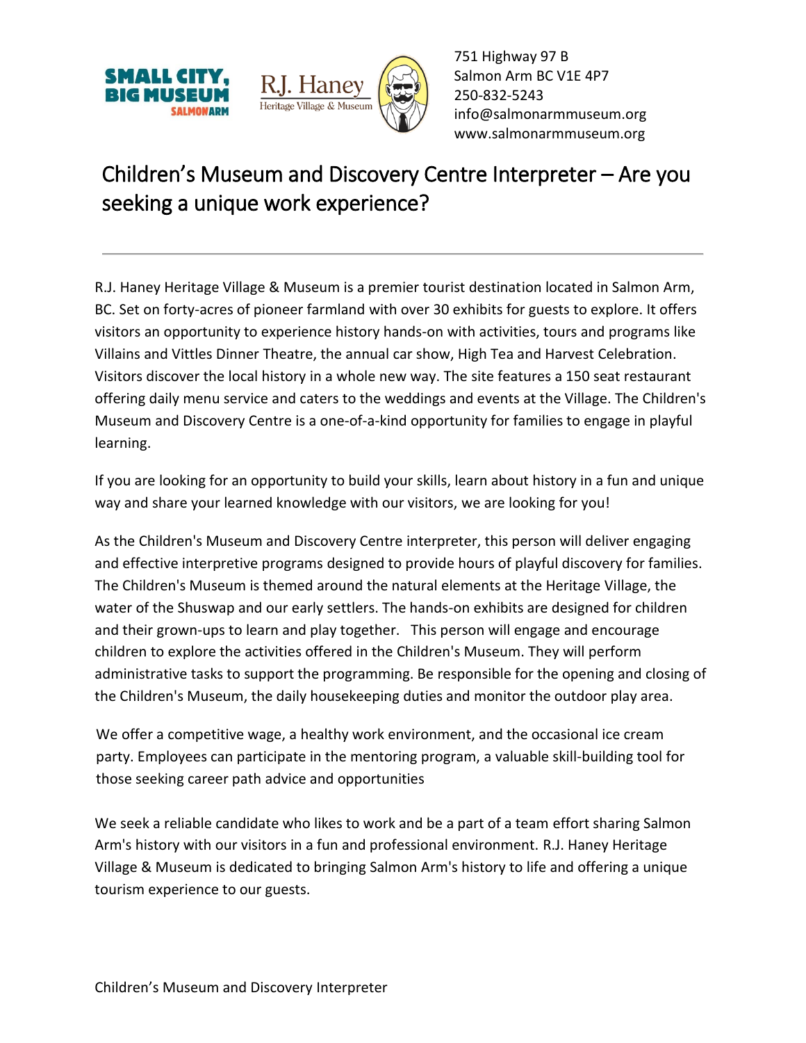751 Highway 97 B
Salmon Arm BC V1E 4P7
250-832-5243
info@salmonarmmuseum.org
www.salmonarmmuseum.org

# Children's Museum and Discovery Centre Interpreter – Are you seeking a unique work experience?

R.J. Haney Heritage Village & Museum is a premier tourist destination located in Salmon Arm, BC. Set on forty-acres of pioneer farmland with over 30 exhibits for guests to explore. It offers visitors an opportunity to experience history hands-on with activities, tours and programs like Villains and Vittles Dinner Theatre, the annual car show, High Tea and Harvest Celebration. Visitors discover the local history in a whole new way. The site features a 150 seat restaurant offering daily menu service and caters to the weddings and events at the Village. The Children's Museum and Discovery Centre is a one-of-a-kind opportunity for families to engage in playful learning.

If you are looking for an opportunity to build your skills, learn about history in a fun and unique way and share your learned knowledge with our visitors, we are looking for you!

As the Children's Museum and Discovery Centre interpreter, this person will deliver engaging and effective interpretive programs designed to provide hours of playful discovery for families. The Children's Museum is themed around the natural elements at the Heritage Village, the water of the Shuswap and our early settlers. The hands-on exhibits are designed for children and their grown-ups to learn and play together. This person will engage and encourage children to explore the activities offered in the Children's Museum. They will perform administrative tasks to support the programming. Be responsible for the opening and closing of the Children's Museum, the daily housekeeping duties and monitor the outdoor play area.

We offer a competitive wage, a healthy work environment, and the occasional ice cream party. Employees can participate in the mentoring program, a valuable skill-building tool for those seeking career path advice and opportunities

We seek a reliable candidate who likes to work and be a part of a team effort sharing Salmon Arm's history with our visitors in a fun and professional environment. R.J. Haney Heritage Village & Museum is dedicated to bringing Salmon Arm's history to life and offering a unique tourism experience to our guests.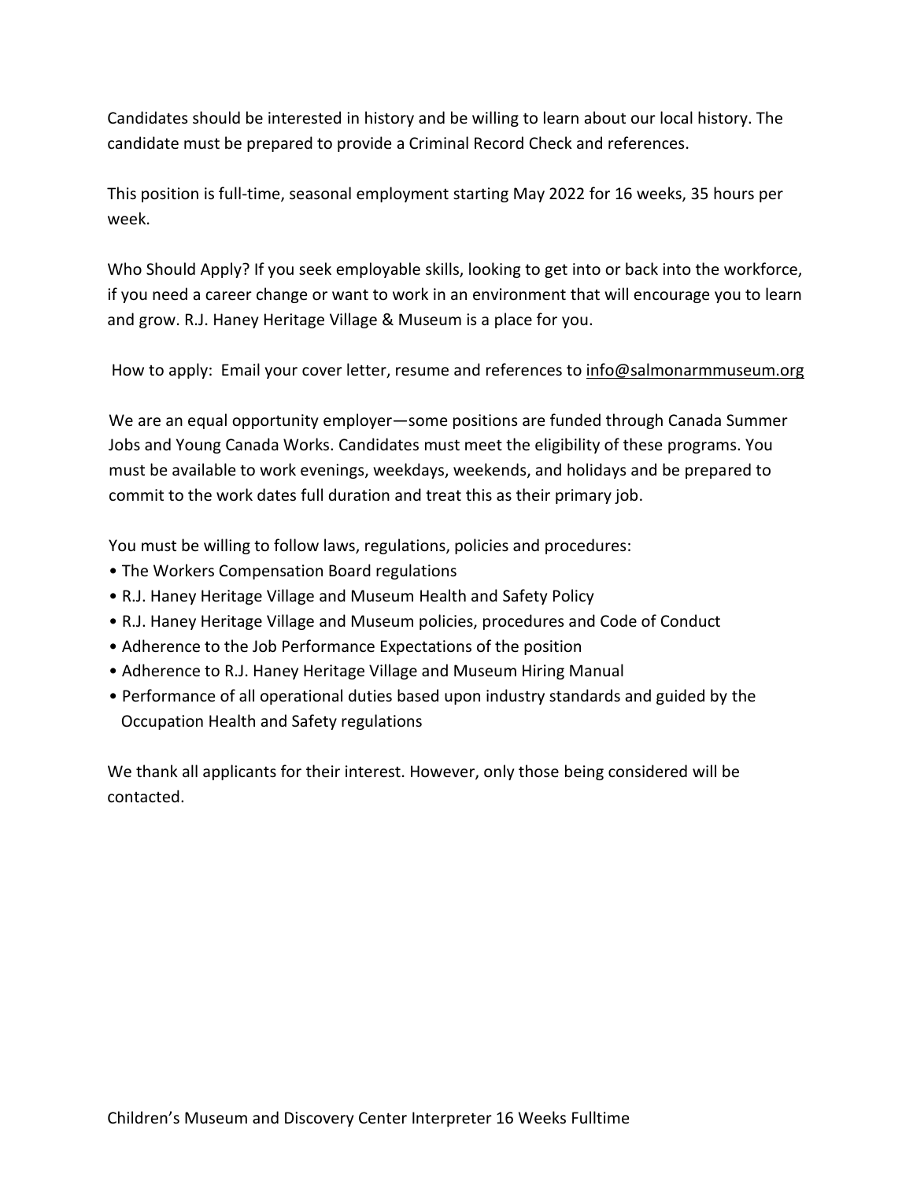Candidates should be interested in history and be willing to learn about our local history. The candidate must be prepared to provide a Criminal Record Check and references.

This position is full-time, seasonal employment starting May 2022 for 16 weeks, 35 hours per week.

Who Should Apply? If you seek employable skills, looking to get into or back into the workforce, if you need a career change or want to work in an environment that will encourage you to learn and grow. R.J. Haney Heritage Village & Museum is a place for you.

How to apply: Email your cover letter, resume and references to info@salmonarmmuseum.org

We are an equal opportunity employer—some positions are funded through Canada Summer Jobs and Young Canada Works. Candidates must meet the eligibility of these programs. You must be available to work evenings, weekdays, weekends, and holidays and be prepared to commit to the work dates full duration and treat this as their primary job.

You must be willing to follow laws, regulations, policies and procedures:

- The Workers Compensation Board regulations
- R.J. Haney Heritage Village and Museum Health and Safety Policy
- R.J. Haney Heritage Village and Museum policies, procedures and Code of Conduct
- Adherence to the Job Performance Expectations of the position
- Adherence to R.J. Haney Heritage Village and Museum Hiring Manual
- Performance of all operational duties based upon industry standards and guided by the Occupation Health and Safety regulations

We thank all applicants for their interest. However, only those being considered will be contacted.